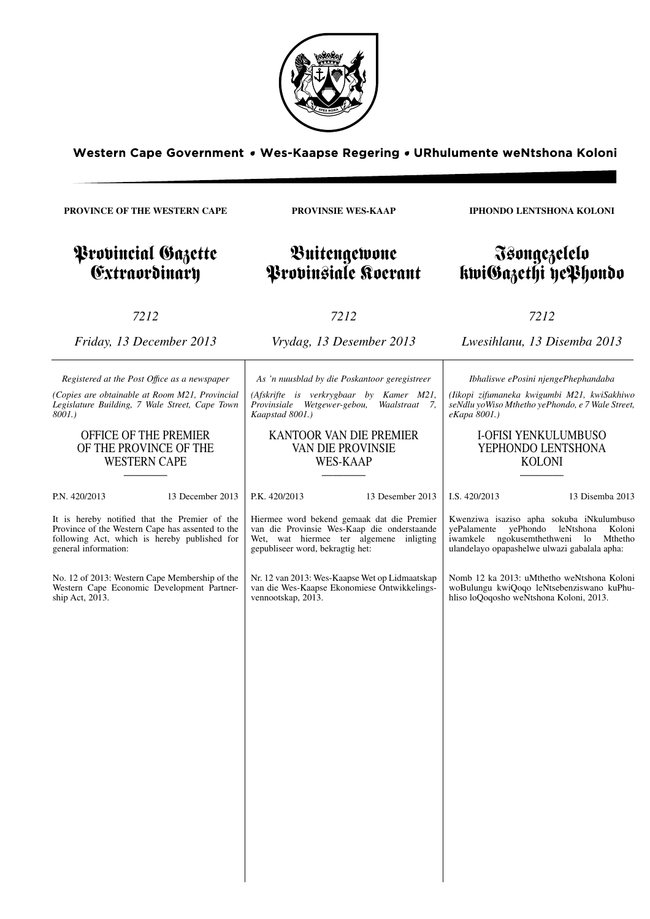Western Cape Government • Wes-Kaapse Regering • URhulumente weNtshona Koloni

**PROVINCE OF THE WESTERN CAPE**

# Provincial Gazette Extraordinary

*7212*

*Friday, 13 December 2013*

*Registered at the Post Office as a newspaper*

*(Copies are obtainable at Room M21, Provincial Legislature Building, 7 Wale Street, Cape Town 8001.)*

## OFFICE OF THE PREMIER OF THE PROVINCE OF THE WESTERN CAPE

P.N. 420/2013 13 December 2013

It is hereby notified that the Premier of the Province of the Western Cape has assented to the following Act, which is hereby published for general information:

No. 12 of 2013: Western Cape Membership of the Western Cape Economic Development Partnership Act, 2013.

**PROVINSIE WES-KAAP**

# Buitengewone Provinsiale Koerant

*7212*

*Vrydag, 13 Desember 2013*

*As 'n nuusblad by die Poskantoor geregistreer*

*(Afskrifte is verkrygbaar by Kamer M21, Provinsiale Wetgewer-gebou, Waalstraat 7, Kaapstad 8001.)*

## KANTOOR VAN DIE PREMIER VAN DIE PROVINSIE WES-KAAP

P.K. 420/2013 13 Desember 2013

Hiermee word bekend gemaak dat die Premier van die Provinsie Wes-Kaap die onderstaande Wet, wat hiermee ter algemene inligting gepubliseer word, bekragtig het:

Nr. 12 van 2013: Wes-Kaapse Wet op Lidmaatskap van die Wes-Kaapse Ekonomiese Ontwikkelingsvennootskap, 2013.

**IPHONDO LENTSHONA KOLONI**

# Isongezelelo kwiGazethi yePhondo

*7212*

*Lwesihlanu, 13 Disemba 2013*

*Ibhaliswe ePosini njengePhephandaba*

*(Iikopi zifumaneka kwigumbi M21, kwiSakhiwo seNdlu yoWiso Mthetho yePhondo, e 7 Wale Street, eKapa 8001.)*

## I-OFISI YENKULUMBUSO YEPHONDO LENTSHONA KOLONI

I.S. 420/2013 13 Disemba 2013

Kwenziwa isaziso apha sokuba iNkulumbuso yePalamente yePhondo leNtshona Koloni iwamkele ngokusemthethweni lo Mthetho ulandelayo opapashelwe ulwazi gabalala apha:

Nomb 12 ka 2013: uMthetho weNtshona Koloni woBulungu kwiQoqo leNtsebenziswano kuPhuhliso loQoqosho weNtshona Koloni, 2013.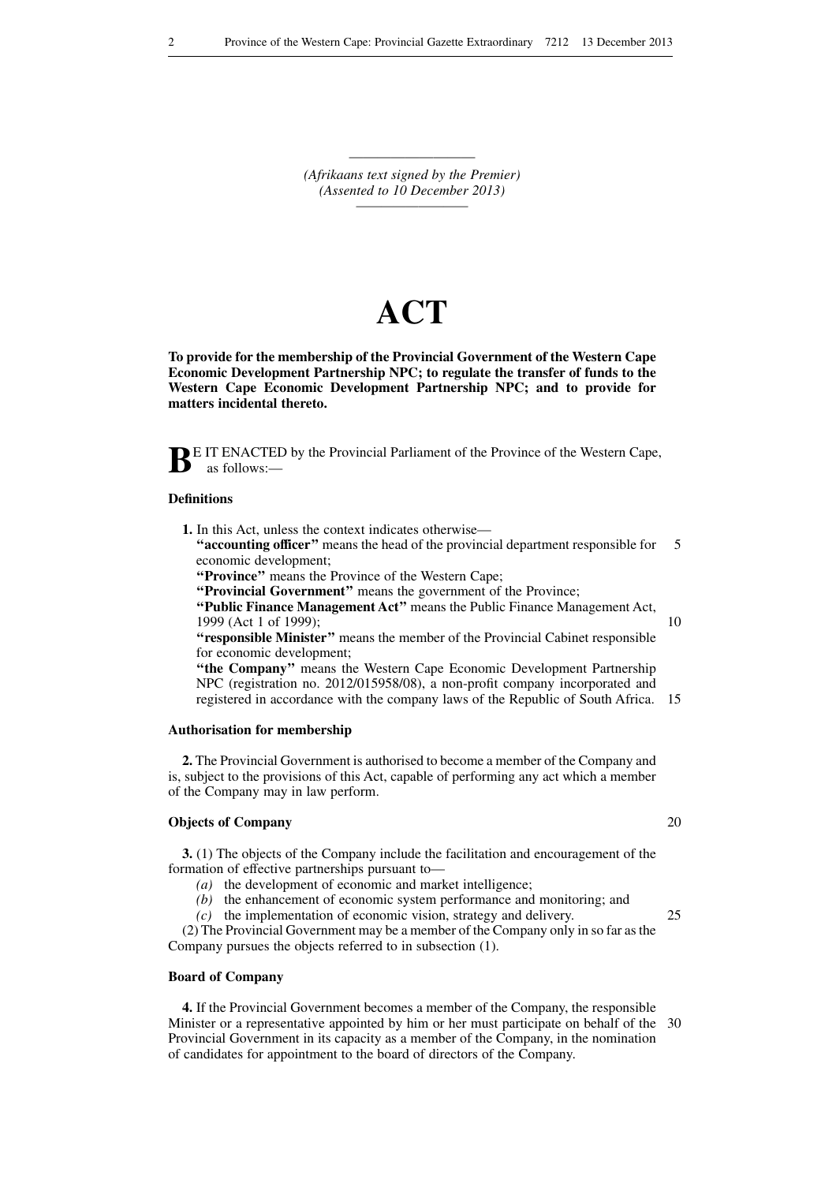(Afrikaans text signed by the Premier)
(Assented to 10 December 2013)

# ACT

**To provide for the membership of the Provincial Government of the Western Cape Economic Development Partnership NPC; to regulate the transfer of funds to the Western Cape Economic Development Partnership NPC; and to provide for matters incidental thereto.**

BE IT ENACTED by the Provincial Parliament of the Province of the Western Cape, as follows:—

### Definitions

**1.** In this Act, unless the context indicates otherwise—

**"accounting officer"** means the head of the provincial department responsible for economic development;

**"Province"** means the Province of the Western Cape;

**"Provincial Government"** means the government of the Province;

**"Public Finance Management Act"** means the Public Finance Management Act, 1999 (Act 1 of 1999);

**"responsible Minister"** means the member of the Provincial Cabinet responsible for economic development;

**"the Company"** means the Western Cape Economic Development Partnership NPC (registration no. 2012/015958/08), a non-profit company incorporated and registered in accordance with the company laws of the Republic of South Africa.

### Authorisation for membership

**2.** The Provincial Government is authorised to become a member of the Company and is, subject to the provisions of this Act, capable of performing any act which a member of the Company may in law perform.

### Objects of Company

**3.** (1) The objects of the Company include the facilitation and encouragement of the formation of effective partnerships pursuant to—

*(a)* the development of economic and market intelligence;

*(b)* the enhancement of economic system performance and monitoring; and

*(c)* the implementation of economic vision, strategy and delivery.

(2) The Provincial Government may be a member of the Company only in so far as the Company pursues the objects referred to in subsection (1).

### Board of Company

**4.** If the Provincial Government becomes a member of the Company, the responsible Minister or a representative appointed by him or her must participate on behalf of the Provincial Government in its capacity as a member of the Company, in the nomination of candidates for appointment to the board of directors of the Company.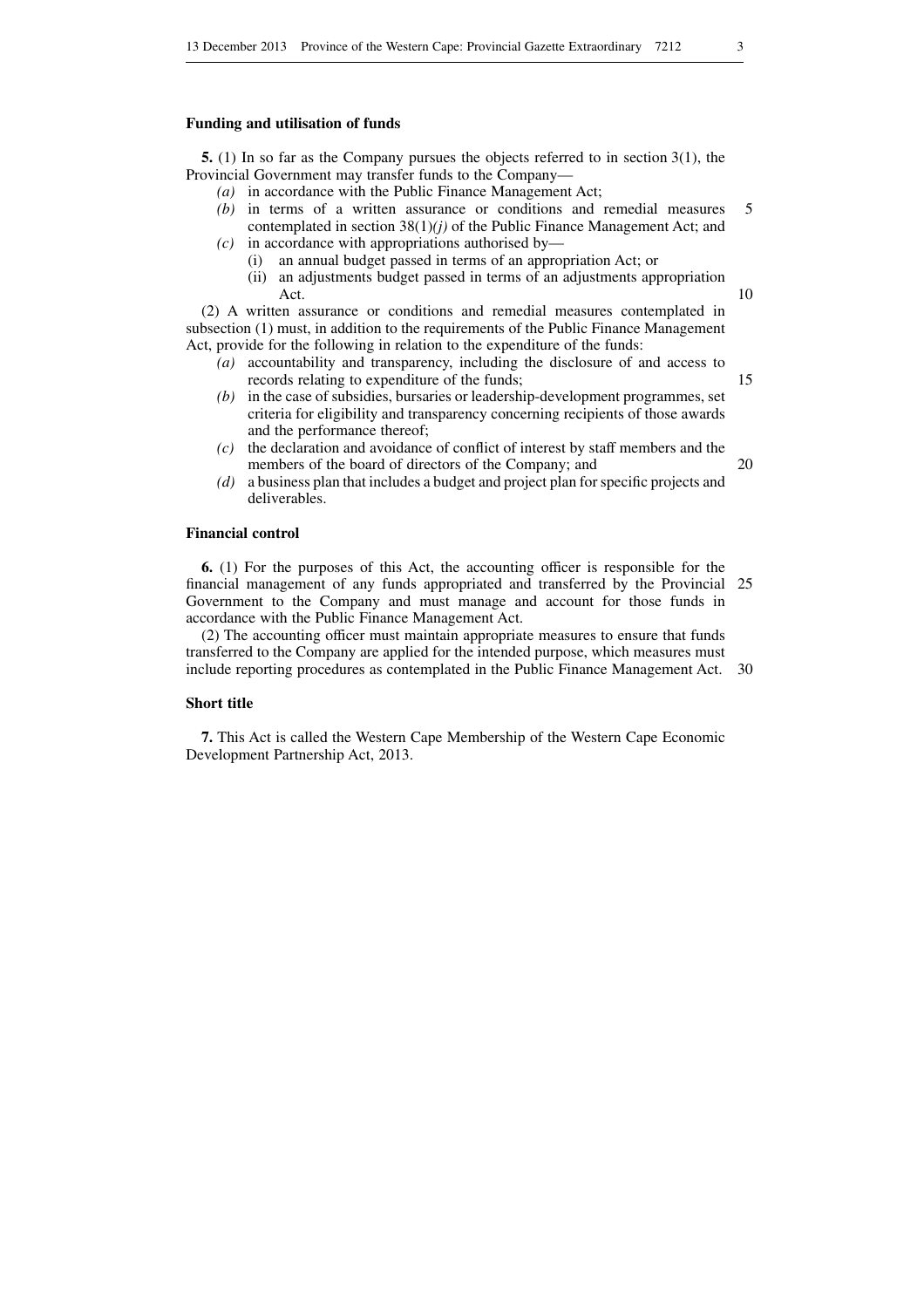**Funding and utilisation of funds**

**5.** (1) In so far as the Company pursues the objects referred to in section 3(1), the Provincial Government may transfer funds to the Company—

*(a)* in accordance with the Public Finance Management Act;

*(b)* in terms of a written assurance or conditions and remedial measures contemplated in section 38(1)*(j)* of the Public Finance Management Act; and

*(c)* in accordance with appropriations authorised by—

(i) an annual budget passed in terms of an appropriation Act; or

(ii) an adjustments budget passed in terms of an adjustments appropriation Act.

(2) A written assurance or conditions and remedial measures contemplated in subsection (1) must, in addition to the requirements of the Public Finance Management Act, provide for the following in relation to the expenditure of the funds:

*(a)* accountability and transparency, including the disclosure of and access to records relating to expenditure of the funds;

*(b)* in the case of subsidies, bursaries or leadership-development programmes, set criteria for eligibility and transparency concerning recipients of those awards and the performance thereof;

*(c)* the declaration and avoidance of conflict of interest by staff members and the members of the board of directors of the Company; and

*(d)* a business plan that includes a budget and project plan for specific projects and deliverables.

**Financial control**

**6.** (1) For the purposes of this Act, the accounting officer is responsible for the financial management of any funds appropriated and transferred by the Provincial Government to the Company and must manage and account for those funds in accordance with the Public Finance Management Act.

(2) The accounting officer must maintain appropriate measures to ensure that funds transferred to the Company are applied for the intended purpose, which measures must include reporting procedures as contemplated in the Public Finance Management Act.

**Short title**

**7.** This Act is called the Western Cape Membership of the Western Cape Economic Development Partnership Act, 2013.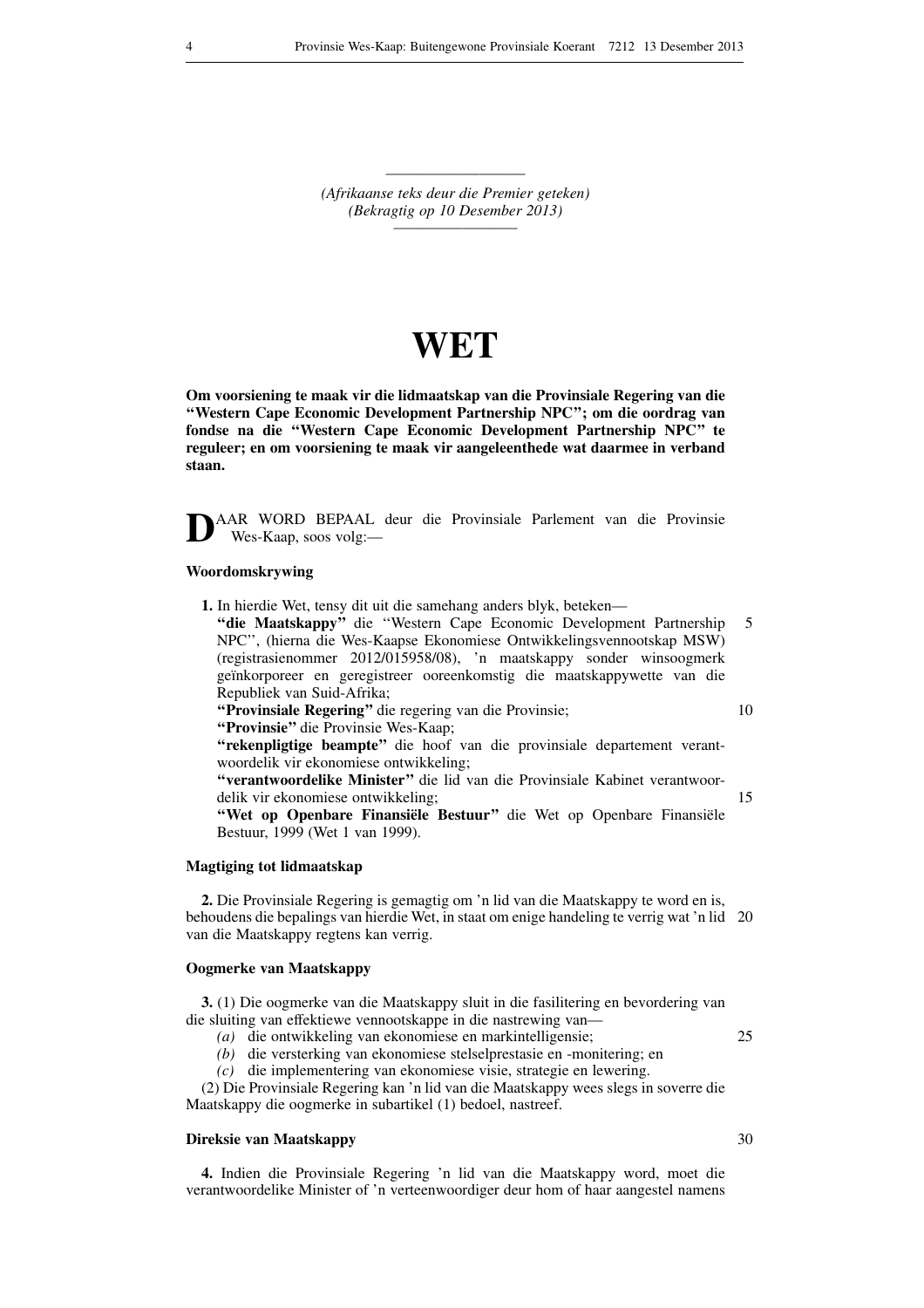(Afrikaanse teks deur die Premier geteken)
(Bekragtig op 10 Desember 2013)

# WET

**Om voorsiening te maak vir die lidmaatskap van die Provinsiale Regering van die "Western Cape Economic Development Partnership NPC"; om die oordrag van fondse na die "Western Cape Economic Development Partnership NPC" te reguleer; en om voorsiening te maak vir aangeleenthede wat daarmee in verband staan.**

DAAR WORD BEPAAL deur die Provinsiale Parlement van die Provinsie Wes-Kaap, soos volg:—

### Woordomskrywing

**1.** In hierdie Wet, tensy dit uit die samehang anders blyk, beteken—

**"die Maatskappy"** die ''Western Cape Economic Development Partnership NPC'', (hierna die Wes-Kaapse Ekonomiese Ontwikkelingsvennootskap MSW) (registrasienommer 2012/015958/08), 'n maatskappy sonder winsoogmerk geïnkorporeer en geregistreer ooreenkomstig die maatskappywette van die Republiek van Suid-Afrika;

**"Provinsiale Regering"** die regering van die Provinsie;

**"Provinsie"** die Provinsie Wes-Kaap;

**"rekenpligtige beampte"** die hoof van die provinsiale departement verantwoordelik vir ekonomiese ontwikkeling;

**"verantwoordelike Minister"** die lid van die Provinsiale Kabinet verantwoordelik vir ekonomiese ontwikkeling;

**"Wet op Openbare Finansiële Bestuur"** die Wet op Openbare Finansiële Bestuur, 1999 (Wet 1 van 1999).

### Magtiging tot lidmaatskap

**2.** Die Provinsiale Regering is gemagtig om 'n lid van die Maatskappy te word en is, behoudens die bepalings van hierdie Wet, in staat om enige handeling te verrig wat 'n lid van die Maatskappy regtens kan verrig.

### Oogmerke van Maatskappy

**3.** (1) Die oogmerke van die Maatskappy sluit in die fasilitering en bevordering van die sluiting van effektiewe vennootskappe in die nastrewing van—

*(a)* die ontwikkeling van ekonomiese en markintelligensie;

*(b)* die versterking van ekonomiese stelselprestasie en -monitering; en

*(c)* die implementering van ekonomiese visie, strategie en lewering.

(2) Die Provinsiale Regering kan 'n lid van die Maatskappy wees slegs in soverre die Maatskappy die oogmerke in subartikel (1) bedoel, nastreef.

### Direksie van Maatskappy

**4.** Indien die Provinsiale Regering 'n lid van die Maatskappy word, moet die verantwoordelike Minister of 'n verteenwoordiger deur hom of haar aangestel namens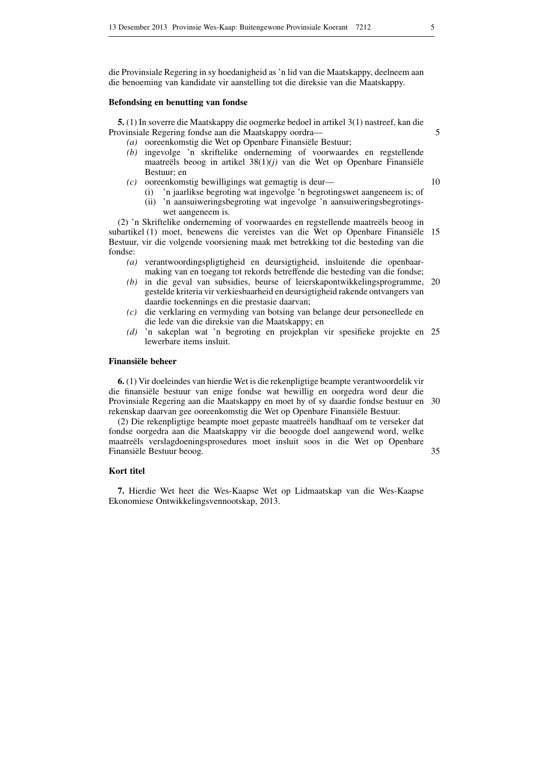die Provinsiale Regering in sy hoedanigheid as 'n lid van die Maatskappy, deelneem aan die benoeming van kandidate vir aanstelling tot die direksie van die Maatskappy.

**Befondsing en benutting van fondse**

**5.** (1) In soverre die Maatskappy die oogmerke bedoel in artikel 3(1) nastreef, kan die Provinsiale Regering fondse aan die Maatskappy oordra—

*(a)* ooreenkomstig die Wet op Openbare Finansiële Bestuur;

*(b)* ingevolge 'n skriftelike onderneming of voorwaardes en regstellende maatreëls beoog in artikel 38(1)*(j)* van die Wet op Openbare Finansiële Bestuur; en

*(c)* ooreenkomstig bewilligings wat gemagtig is deur—

(i) 'n jaarlikse begroting wat ingevolge 'n begrotingswet aangeneem is; of

(ii) 'n aansuiweringsbegroting wat ingevolge 'n aansuiweringsbegrotingswet aangeneem is.

(2) 'n Skriftelike onderneming of voorwaardes en regstellende maatreëls beoog in subartikel (1) moet, benewens die vereistes van die Wet op Openbare Finansiële Bestuur, vir die volgende voorsiening maak met betrekking tot die besteding van die fondse:

*(a)* verantwoordingspligtigheid en deursigtigheid, insluitende die openbaarmaking van en toegang tot rekords betreffende die besteding van die fondse;

*(b)* in die geval van subsidies, beurse of leierskapontwikkelingsprogramme, gestelde kriteria vir verkiesbaarheid en deursigtigheid rakende ontvangers van daardie toekennings en die prestasie daarvan;

*(c)* die verklaring en vermyding van botsing van belange deur personeellede en die lede van die direksie van die Maatskappy; en

*(d)* 'n sakeplan wat 'n begroting en projekplan vir spesifieke projekte en lewerbare items insluit.

**Finansiële beheer**

**6.** (1) Vir doeleindes van hierdie Wet is die rekenpligtige beampte verantwoordelik vir die finansiële bestuur van enige fondse wat bewillig en oorgedra word deur die Provinsiale Regering aan die Maatskappy en moet hy of sy daardie fondse bestuur en rekenskap daarvan gee ooreenkomstig die Wet op Openbare Finansiële Bestuur.

(2) Die rekenpligtige beampte moet gepaste maatreëls handhaaf om te verseker dat fondse oorgedra aan die Maatskappy vir die beoogde doel aangewend word, welke maatreëls verslagdoeningsprosedures moet insluit soos in die Wet op Openbare Finansiële Bestuur beoog.

**Kort titel**

**7.** Hierdie Wet heet die Wes-Kaapse Wet op Lidmaatskap van die Wes-Kaapse Ekonomiese Ontwikkelingsvennootskap, 2013.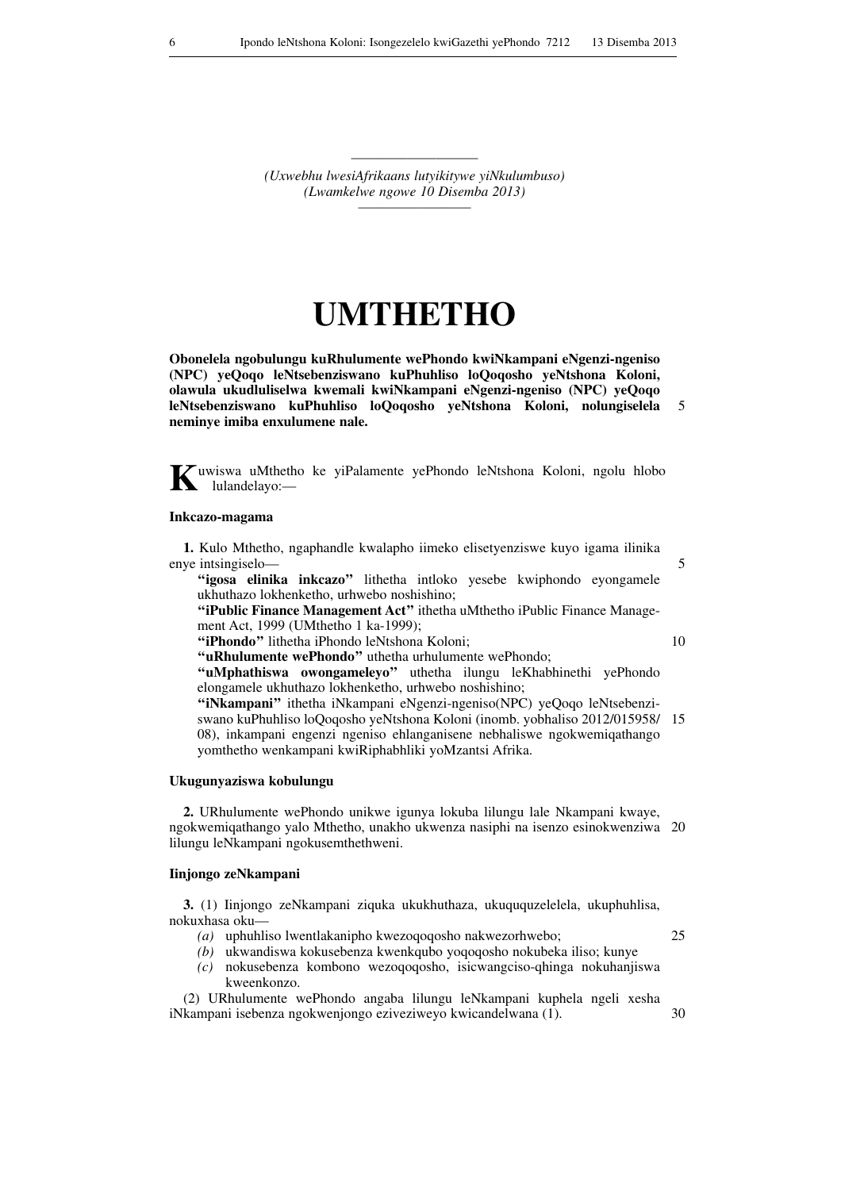*(Uxwebhu lwesiAfrikaans lutyikitywe yiNkulumbuso)*
*(Lwamkelwe ngowe 10 Disemba 2013)*

# UMTHETHO

**Obonelela ngobulungu kuRhulumente wePhondo kwiNkampani eNgenzi-ngeniso (NPC) yeQoqo leNtsebenziswano kuPhuhliso loQoqosho yeNtshona Koloni, olawula ukudluliselwa kwemali kwiNkampani eNgenzi-ngeniso (NPC) yeQoqo leNtsebenziswano kuPhuhliso loQoqosho yeNtshona Koloni, nolungiselela neminye imiba enxulumene nale.**

**K**uwiswa uMthetho ke yiPalamente yePhondo leNtshona Koloni, ngolu hlobo lulandelayo:—

### Inkcazo-magama

**1.** Kulo Mthetho, ngaphandle kwalapho iimeko elisetyenziswe kuyo igama ilinika enye intsingiselo—

**"igosa elinika inkcazo"** lithetha intloko yesebe kwiphondo eyongamele ukhuthazo lokhenketho, urhwebo noshishino;

**"iPublic Finance Management Act"** ithetha uMthetho iPublic Finance Management Act, 1999 (UMthetho 1 ka-1999);

**"iPhondo"** lithetha iPhondo leNtshona Koloni;

**"uRhulumente wePhondo"** uthetha urhulumente wePhondo;

**"uMphathiswa owongameleyo"** uthetha ilungu leKhabhinethi yePhondo elongamele ukhuthazo lokhenketho, urhwebo noshishino;

**"iNkampani"** ithetha iNkampani eNgenzi-ngeniso(NPC) yeQoqo leNtsebenziswano kuPhuhliso loQoqosho yeNtshona Koloni (inomb. yobhaliso 2012/015958/08), inkampani engenzi ngeniso ehlanganisene nebhaliswe ngokwemiqathango yomthetho wenkampani kwiRiphabhliki yoMzantsi Afrika.

### Ukugunyaziswa kobulungu

**2.** URhulumente wePhondo unikwe igunya lokuba lilungu lale Nkampani kwaye, ngokwemiqathango yalo Mthetho, unakho ukwenza nasiphi na isenzo esinokwenziwa lilungu leNkampani ngokusemthethweni.

### Iinjongo zeNkampani

**3.** (1) Iinjongo zeNkampani ziquka ukukhuthaza, ukuququzelelela, ukuphuhlisa, nokuxhasa oku—

*(a)* uphuhliso lwentlakanipho kwezoqoqosho nakwezorhwebo;

*(b)* ukwandiswa kokusebenza kwenkqubo yoqoqosho nokubeka iliso; kunye

*(c)* nokusebenza kombono wezoqoqosho, isicwangciso-qhinga nokuhanjiswa kweenkonzo.

(2) URhulumente wePhondo angaba lilungu leNkampani kuphela ngeli xesha iNkampani isebenza ngokwenjongo eziveziweyo kwicandelwana (1).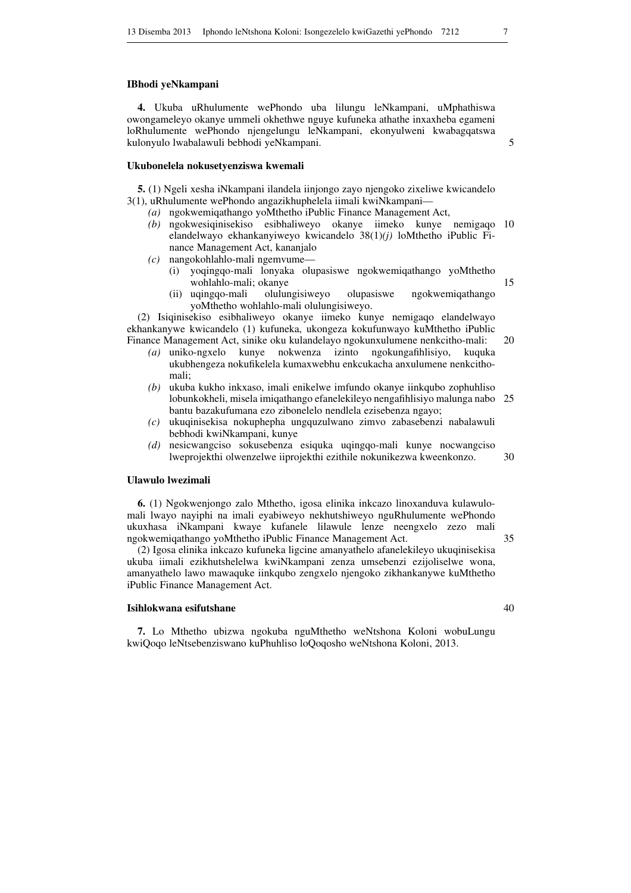**IBhodi yeNkampani**

**4.** Ukuba uRhulumente wePhondo uba lilungu leNkampani, uMphathiswa owongameleyo okanye ummeli okhethwe nguye kufuneka athathe inxaxheba egameni loRhulumente wePhondo njengelungu leNkampani, ekonyulweni kwabagqatswa kulonyulo lwabalawuli bebhodi yeNkampani.

**Ukubonelela nokusetyenziswa kwemali**

**5.** (1) Ngeli xesha iNkampani ilandela iinjongo zayo njengoko zixeliwe kwicandelo 3(1), uRhulumente wePhondo angazikhuphelela iimali kwiNkampani—

*(a)* ngokwemiqathango yoMthetho iPublic Finance Management Act,

*(b)* ngokwesiqinisekiso esibhaliweyo okanye iimeko kunye nemigaqo elandelwayo ekhankanyiweyo kwicandelo 38(1)*(j)* loMthetho iPublic Finance Management Act, kananjalo

*(c)* nangokohlahlo-mali ngemvume—

(i) yoqingqo-mali lonyaka olupasiswe ngokwemiqathango yoMthetho wohlahlo-mali; okanye

(ii) uqingqo-mali olulungisiweyo olupasiswe ngokwemiqathango yoMthetho wohlahlo-mali olulungisiweyo.

(2) Isiqinisekiso esibhaliweyo okanye iimeko kunye nemigaqo elandelwayo ekhankanywe kwicandelo (1) kufuneka, ukongeza kokufunwayo kuMthetho iPublic Finance Management Act, sinike oku kulandelayo ngokunxulumene nenkcitho-mali:

*(a)* uniko-ngxelo kunye nokwenza izinto ngokungafihlisiyo, kuquka ukubhengeza nokufikelela kumaxwebhu enkcukacha anxulumene nenkcitho-mali;

*(b)* ukuba kukho inkxaso, imali enikelwe imfundo okanye iinkqubo zophuhliso lobunkokheli, misela imiqathango efanelekileyo nengafihlisiyo malunga nabo bantu bazakufumana ezo zibonelelo nendlela ezisebenza ngayo;

*(c)* ukuqinisekisa nokuphepha ungquzulwano zimvo zabasebenzi nabalawuli bebhodi kwiNkampani, kunye

*(d)* nesicwangciso sokusebenza esiquka uqingqo-mali kunye nocwangciso lweprojekthi olwenzelwe iiprojekthi ezithile nokunikezwa kweenkonzo.

**Ulawulo lwezimali**

**6.** (1) Ngokwenjongo zalo Mthetho, igosa elinika inkcazo linoxanduva kulawulo-mali lwayo nayiphi na imali eyabiweyo nekhutshiweyo nguRhulumente wePhondo ukuxhasa iNkampani kwaye kufanele lilawule lenze neengxelo zezo mali ngokwemiqathango yoMthetho iPublic Finance Management Act.

(2) Igosa elinika inkcazo kufuneka ligcine amanyathelo afanelekileyo ukuqinisekisa ukuba iimali ezikhutshelelwa kwiNkampani zenza umsebenzi ezijoliselwe wona, amanyathelo lawo mawaquke iinkqubo zengxelo njengoko zikhankanywe kuMthetho iPublic Finance Management Act.

**Isihlokwana esifutshane**

**7.** Lo Mthetho ubizwa ngokuba nguMthetho weNtshona Koloni wobuLungu kwiQoqo leNtsebenziswano kuPhuhliso loQoqosho weNtshona Koloni, 2013.